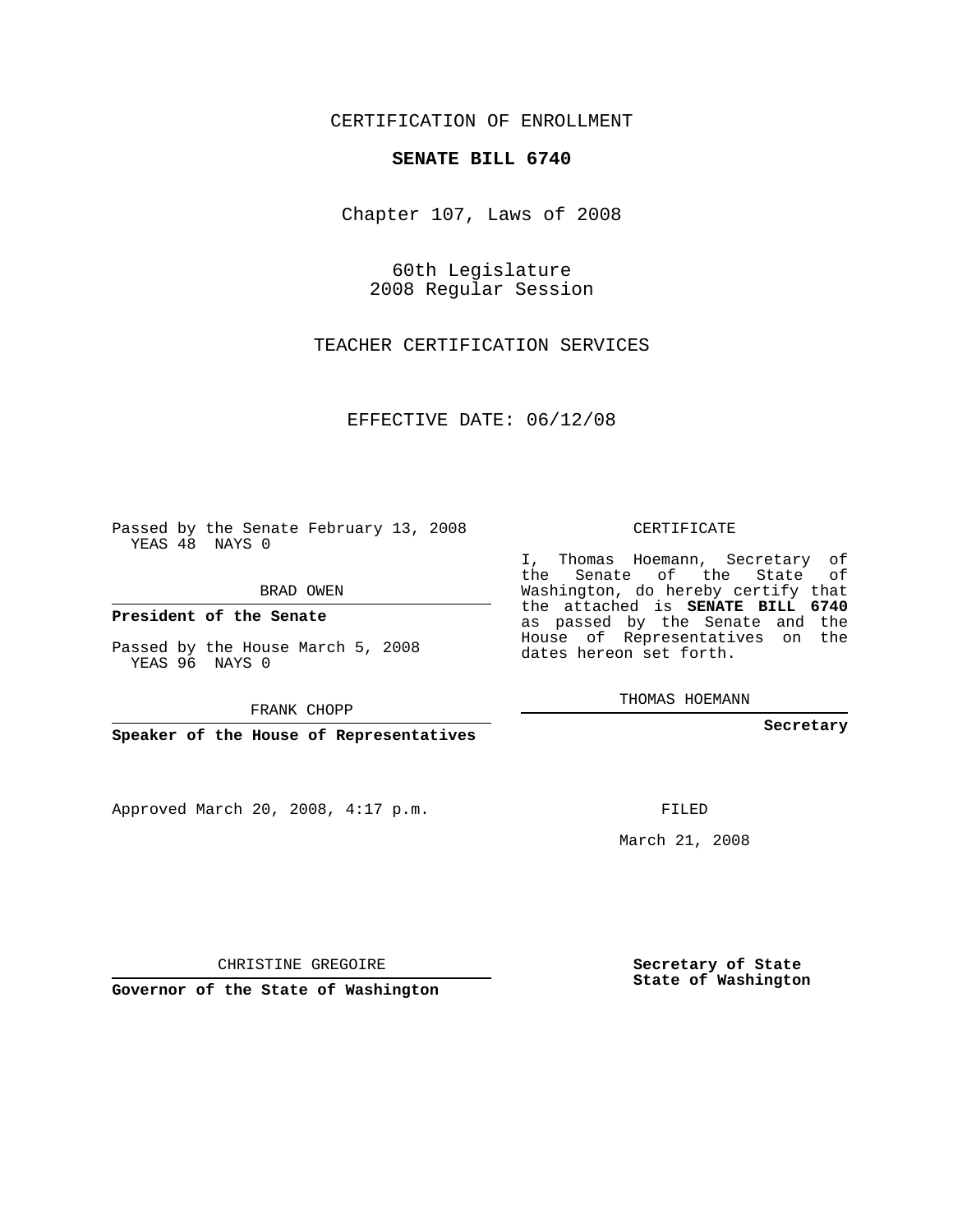CERTIFICATION OF ENROLLMENT

**SENATE BILL 6740**

Chapter 107, Laws of 2008

60th Legislature
2008 Regular Session

TEACHER CERTIFICATION SERVICES

EFFECTIVE DATE: 06/12/08

Passed by the Senate February 13, 2008
YEAS 48 NAYS 0

BRAD OWEN

**President of the Senate**

Passed by the House March 5, 2008
YEAS 96 NAYS 0

FRANK CHOPP

**Speaker of the House of Representatives**

Approved March 20, 2008, 4:17 p.m.

CHRISTINE GREGOIRE

**Governor of the State of Washington**

CERTIFICATE

I, Thomas Hoemann, Secretary of the Senate of the State of Washington, do hereby certify that the attached is **SENATE BILL 6740** as passed by the Senate and the House of Representatives on the dates hereon set forth.

THOMAS HOEMANN

**Secretary**

FILED

March 21, 2008

**Secretary of State**
**State of Washington**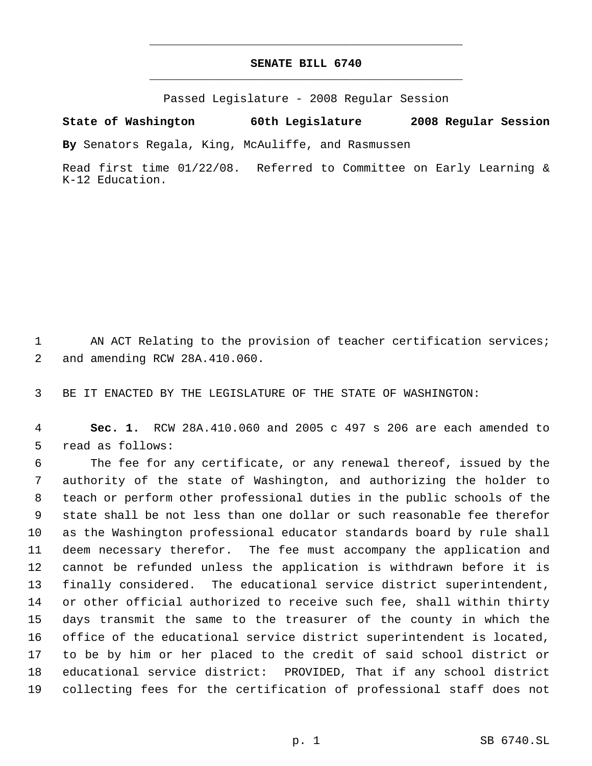# SENATE BILL 6740

Passed Legislature - 2008 Regular Session

**State of Washington 60th Legislature 2008 Regular Session**

**By** Senators Regala, King, McAuliffe, and Rasmussen

Read first time 01/22/08. Referred to Committee on Early Learning & K-12 Education.

1 AN ACT Relating to the provision of teacher certification services;
2 and amending RCW 28A.410.060.

3 BE IT ENACTED BY THE LEGISLATURE OF THE STATE OF WASHINGTON:

4 **Sec. 1.** RCW 28A.410.060 and 2005 c 497 s 206 are each amended to
5 read as follows:

6 The fee for any certificate, or any renewal thereof, issued by the
7 authority of the state of Washington, and authorizing the holder to
8 teach or perform other professional duties in the public schools of the
9 state shall be not less than one dollar or such reasonable fee therefor
10 as the Washington professional educator standards board by rule shall
11 deem necessary therefor. The fee must accompany the application and
12 cannot be refunded unless the application is withdrawn before it is
13 finally considered. The educational service district superintendent,
14 or other official authorized to receive such fee, shall within thirty
15 days transmit the same to the treasurer of the county in which the
16 office of the educational service district superintendent is located,
17 to be by him or her placed to the credit of said school district or
18 educational service district: PROVIDED, That if any school district
19 collecting fees for the certification of professional staff does not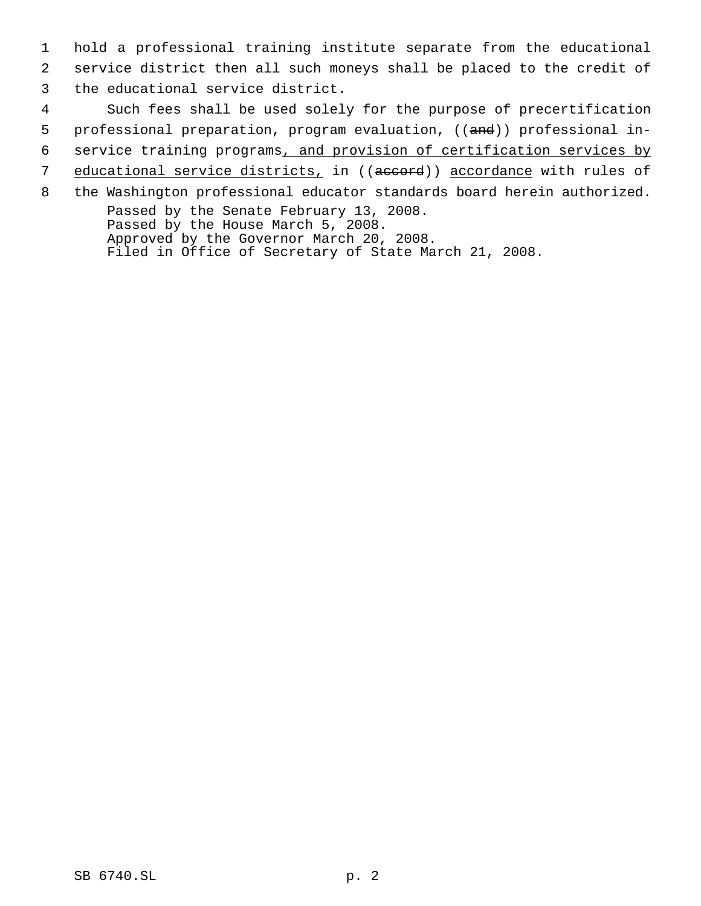hold a professional training institute separate from the educational service district then all such moneys shall be placed to the credit of the educational service district.

Such fees shall be used solely for the purpose of precertification professional preparation, program evaluation, ((~~and~~)) professional in-service training programs<u>, and provision of certification services by educational service districts,</u> in ((~~accord~~)) <u>accordance</u> with rules of the Washington professional educator standards board herein authorized.

Passed by the Senate February 13, 2008.
Passed by the House March 5, 2008.
Approved by the Governor March 20, 2008.
Filed in Office of Secretary of State March 21, 2008.